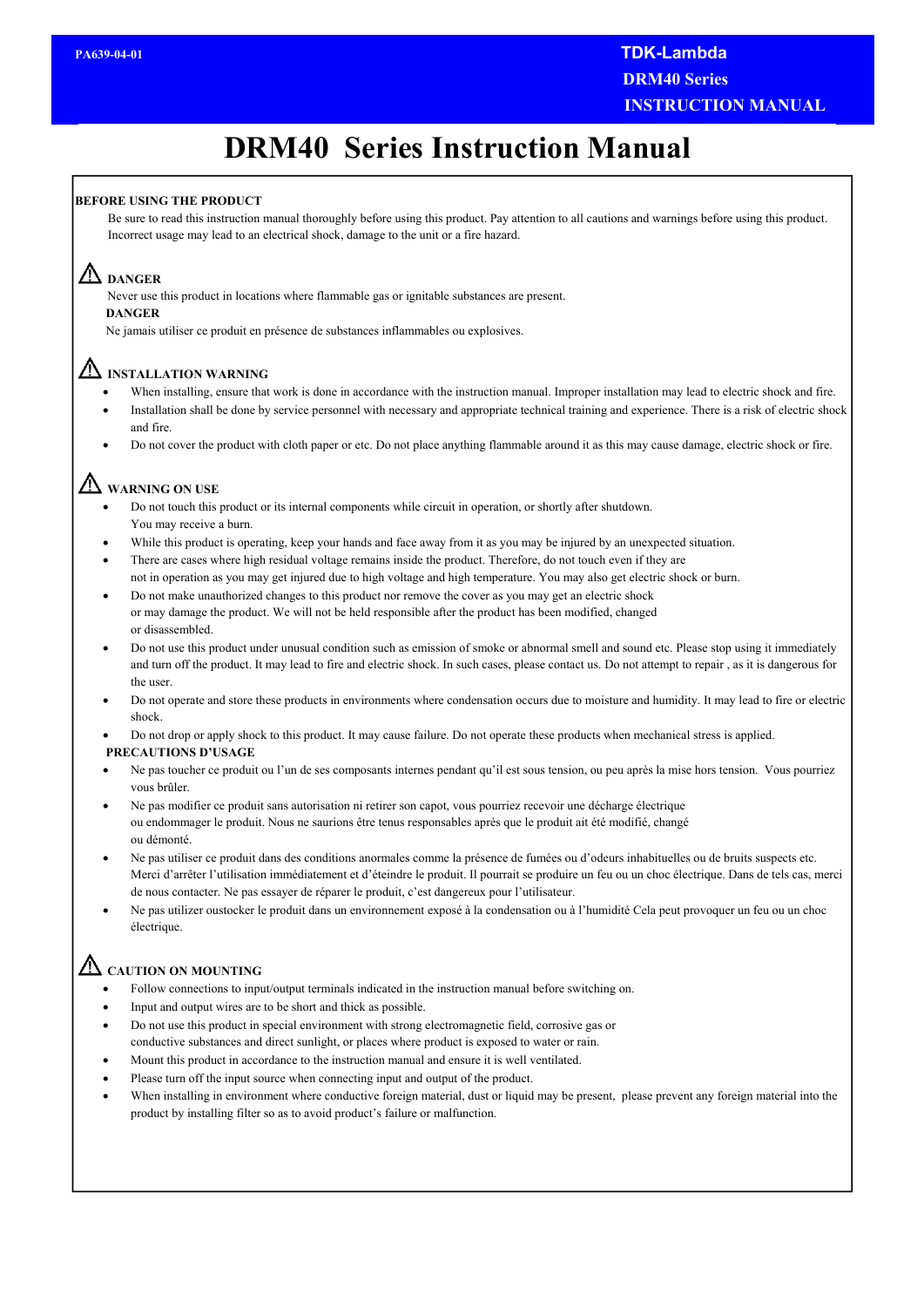# DRM40 Series Instruction Manual

**BEFORE USING THE PRODUCT**

Be sure to read this instruction manual thoroughly before using this product. Pay attention to all cautions and warnings before using this product. Incorrect usage may lead to an electrical shock, damage to the unit or a fire hazard.

## ⚠ DANGER

Never use this product in locations where flammable gas or ignitable substances are present.

**DANGER**

Ne jamais utiliser ce produit en présence de substances inflammables ou explosives.

## ⚠ INSTALLATION WARNING

- When installing, ensure that work is done in accordance with the instruction manual. Improper installation may lead to electric shock and fire.
- Installation shall be done by service personnel with necessary and appropriate technical training and experience. There is a risk of electric shock and fire.
- Do not cover the product with cloth paper or etc. Do not place anything flammable around it as this may cause damage, electric shock or fire.

## ⚠ WARNING ON USE

- Do not touch this product or its internal components while circuit in operation, or shortly after shutdown. You may receive a burn.
- While this product is operating, keep your hands and face away from it as you may be injured by an unexpected situation.
- There are cases where high residual voltage remains inside the product. Therefore, do not touch even if they are not in operation as you may get injured due to high voltage and high temperature. You may also get electric shock or burn.
- Do not make unauthorized changes to this product nor remove the cover as you may get an electric shock or may damage the product. We will not be held responsible after the product has been modified, changed or disassembled.
- Do not use this product under unusual condition such as emission of smoke or abnormal smell and sound etc. Please stop using it immediately and turn off the product. It may lead to fire and electric shock. In such cases, please contact us. Do not attempt to repair , as it is dangerous for the user.
- Do not operate and store these products in environments where condensation occurs due to moisture and humidity. It may lead to fire or electric shock.
- Do not drop or apply shock to this product. It may cause failure. Do not operate these products when mechanical stress is applied.

**PRECAUTIONS D'USAGE**

- Ne pas toucher ce produit ou l'un de ses composants internes pendant qu'il est sous tension, ou peu après la mise hors tension. Vous pourriez vous brûler.
- Ne pas modifier ce produit sans autorisation ni retirer son capot, vous pourriez recevoir une décharge électrique ou endommager le produit. Nous ne saurions être tenus responsables après que le produit ait été modifié, changé ou démonté.
- Ne pas utiliser ce produit dans des conditions anormales comme la présence de fumées ou d'odeurs inhabituelles ou de bruits suspects etc. Merci d'arrêter l'utilisation immédiatement et d'éteindre le produit. Il pourrait se produire un feu ou un choc électrique. Dans de tels cas, merci de nous contacter. Ne pas essayer de réparer le produit, c'est dangereux pour l'utilisateur.
- Ne pas utilizer oustocker le produit dans un environnement exposé à la condensation ou à l'humidité Cela peut provoquer un feu ou un choc électrique.

## ⚠ CAUTION ON MOUNTING

- Follow connections to input/output terminals indicated in the instruction manual before switching on.
- Input and output wires are to be short and thick as possible.
- Do not use this product in special environment with strong electromagnetic field, corrosive gas or conductive substances and direct sunlight, or places where product is exposed to water or rain.
- Mount this product in accordance to the instruction manual and ensure it is well ventilated.
- Please turn off the input source when connecting input and output of the product.
- When installing in environment where conductive foreign material, dust or liquid may be present, please prevent any foreign material into the product by installing filter so as to avoid product's failure or malfunction.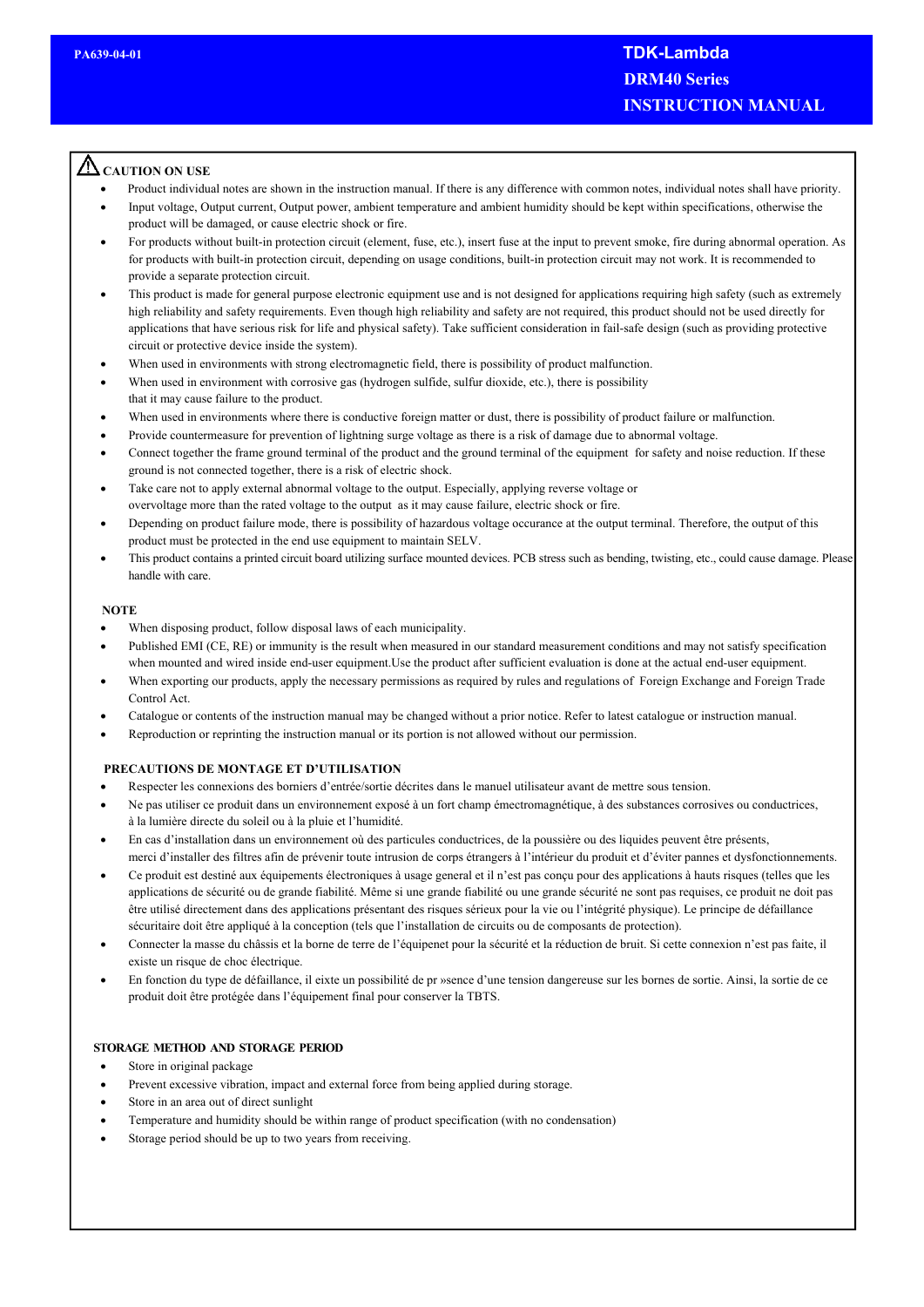PA639-04-01

**TDK-Lambda**
**DRM40 Series**
**INSTRUCTION MANUAL**

## ⚠ CAUTION ON USE

- Product individual notes are shown in the instruction manual. If there is any difference with common notes, individual notes shall have priority.
- Input voltage, Output current, Output power, ambient temperature and ambient humidity should be kept within specifications, otherwise the product will be damaged, or cause electric shock or fire.
- For products without built-in protection circuit (element, fuse, etc.), insert fuse at the input to prevent smoke, fire during abnormal operation. As for products with built-in protection circuit, depending on usage conditions, built-in protection circuit may not work. It is recommended to provide a separate protection circuit.
- This product is made for general purpose electronic equipment use and is not designed for applications requiring high safety (such as extremely high reliability and safety requirements. Even though high reliability and safety are not required, this product should not be used directly for applications that have serious risk for life and physical safety). Take sufficient consideration in fail-safe design (such as providing protective circuit or protective device inside the system).
- When used in environments with strong electromagnetic field, there is possibility of product malfunction.
- When used in environment with corrosive gas (hydrogen sulfide, sulfur dioxide, etc.), there is possibility that it may cause failure to the product.
- When used in environments where there is conductive foreign matter or dust, there is possibility of product failure or malfunction.
- Provide countermeasure for prevention of lightning surge voltage as there is a risk of damage due to abnormal voltage.
- Connect together the frame ground terminal of the product and the ground terminal of the equipment for safety and noise reduction. If these ground is not connected together, there is a risk of electric shock.
- Take care not to apply external abnormal voltage to the output. Especially, applying reverse voltage or overvoltage more than the rated voltage to the output as it may cause failure, electric shock or fire.
- Depending on product failure mode, there is possibility of hazardous voltage occurance at the output terminal. Therefore, the output of this product must be protected in the end use equipment to maintain SELV.
- This product contains a printed circuit board utilizing surface mounted devices. PCB stress such as bending, twisting, etc., could cause damage. Please handle with care.

### NOTE

- When disposing product, follow disposal laws of each municipality.
- Published EMI (CE, RE) or immunity is the result when measured in our standard measurement conditions and may not satisfy specification when mounted and wired inside end-user equipment.Use the product after sufficient evaluation is done at the actual end-user equipment.
- When exporting our products, apply the necessary permissions as required by rules and regulations of Foreign Exchange and Foreign Trade Control Act.
- Catalogue or contents of the instruction manual may be changed without a prior notice. Refer to latest catalogue or instruction manual.
- Reproduction or reprinting the instruction manual or its portion is not allowed without our permission.

### PRECAUTIONS DE MONTAGE ET D'UTILISATION

- Respecter les connexions des borniers d'entrée/sortie décrites dans le manuel utilisateur avant de mettre sous tension.
- Ne pas utiliser ce produit dans un environnement exposé à un fort champ émectromagnétique, à des substances corrosives ou conductrices, à la lumière directe du soleil ou à la pluie et l'humidité.
- En cas d'installation dans un environnement où des particules conductrices, de la poussière ou des liquides peuvent être présents, merci d'installer des filtres afin de prévenir toute intrusion de corps étrangers à l'intérieur du produit et d'éviter pannes et dysfonctionnements.
- Ce produit est destiné aux équipements électroniques à usage general et il n'est pas conçu pour des applications à hauts risques (telles que les applications de sécurité ou de grande fiabilité. Même si une grande fiabilité ou une grande sécurité ne sont pas requises, ce produit ne doit pas être utilisé directement dans des applications présentant des risques sérieux pour la vie ou l'intégrité physique). Le principe de défaillance sécuritaire doit être appliqué à la conception (tels que l'installation de circuits ou de composants de protection).
- Connecter la masse du châssis et la borne de terre de l'équipenet pour la sécurité et la réduction de bruit. Si cette connexion n'est pas faite, il existe un risque de choc électrique.
- En fonction du type de défaillance, il eixte un possibilité de pr »sence d'une tension dangereuse sur les bornes de sortie. Ainsi, la sortie de ce produit doit être protégée dans l'équipement final pour conserver la TBTS.

### STORAGE METHOD AND STORAGE PERIOD

- Store in original package
- Prevent excessive vibration, impact and external force from being applied during storage.
- Store in an area out of direct sunlight
- Temperature and humidity should be within range of product specification (with no condensation)
- Storage period should be up to two years from receiving.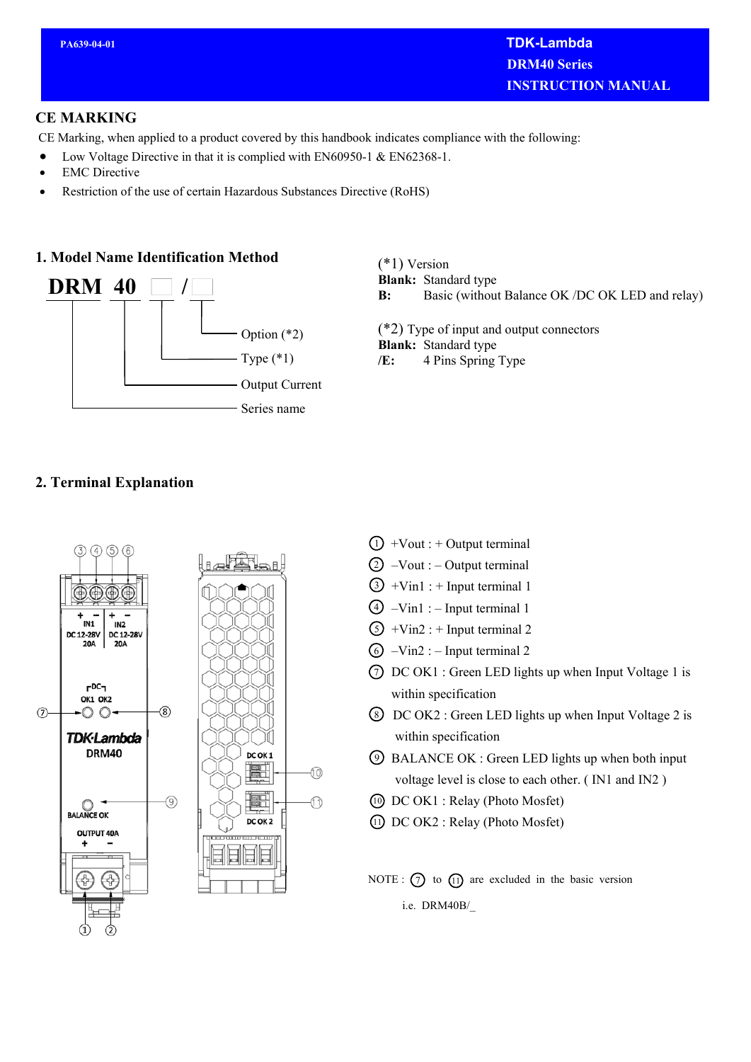## CE MARKING

CE Marking, when applied to a product covered by this handbook indicates compliance with the following:

- Low Voltage Directive in that it is complied with EN60950-1 & EN62368-1.
- EMC Directive
- Restriction of the use of certain Hazardous Substances Directive (RoHS)

## 1. Model Name Identification Method

**DRM 40 □ / □**

- Option (*2)
- Type (*1)
- Output Current
- Series name

(*1) Version
**Blank:** Standard type
**B:** Basic (without Balance OK /DC OK LED and relay)

(*2) Type of input and output connectors
**Blank:** Standard type
**/E:** 4 Pins Spring Type

## 2. Terminal Explanation

1. +Vout : + Output terminal
2. –Vout : – Output terminal
3. +Vin1 : + Input terminal 1
4. –Vin1 : – Input terminal 1
5. +Vin2 : + Input terminal 2
6. –Vin2 : – Input terminal 2
7. DC OK1 : Green LED lights up when Input Voltage 1 is within specification
8. DC OK2 : Green LED lights up when Input Voltage 2 is within specification
9. BALANCE OK : Green LED lights up when both input voltage level is close to each other. ( IN1 and IN2 )
10. DC OK1 : Relay (Photo Mosfet)
11. DC OK2 : Relay (Photo Mosfet)

NOTE : ⑦ to ⑪ are excluded in the basic version i.e. DRM40B/_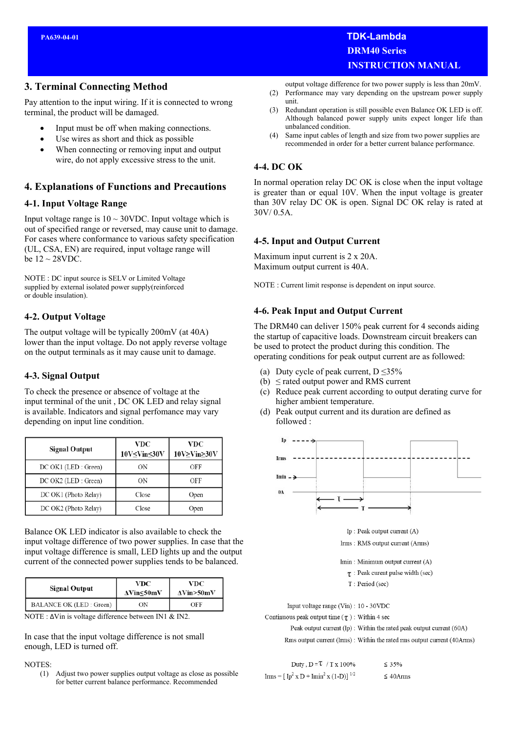## 3. Terminal Connecting Method

Pay attention to the input wiring. If it is connected to wrong terminal, the product will be damaged.

- Input must be off when making connections.
- Use wires as short and thick as possible
- When connecting or removing input and output wire, do not apply excessive stress to the unit.

## 4. Explanations of Functions and Precautions

### 4-1. Input Voltage Range

Input voltage range is 10 ~ 30VDC. Input voltage which is out of specified range or reversed, may cause unit to damage. For cases where conformance to various safety specification (UL, CSA, EN) are required, input voltage range will be 12 ~ 28VDC.

NOTE : DC input source is SELV or Limited Voltage supplied by external isolated power supply(reinforced or double insulation).

### 4-2. Output Voltage

The output voltage will be typically 200mV (at 40A) lower than the input voltage. Do not apply reverse voltage on the output terminals as it may cause unit to damage.

### 4-3. Signal Output

To check the presence or absence of voltage at the input terminal of the unit , DC OK LED and relay signal is available. Indicators and signal perfomance may vary depending on input line condition.

| Signal Output | VDC 10V≤Vin≤30V | VDC 10V≥Vin≥30V |
|---|---|---|
| DC OK1 (LED : Green) | ON | OFF |
| DC OK2 (LED : Green) | ON | OFF |
| DC OK1 (Photo Relay) | Close | Open |
| DC OK2 (Photo Relay) | Close | Open |

Balance OK LED indicator is also available to check the input voltage difference of two power supplies. In case that the input voltage difference is small, LED lights up and the output current of the connected power supplies tends to be balanced.

| Signal Output | VDC ΔVin≤50mV | VDC ΔVin>50mV |
|---|---|---|
| BALANCE OK (LED : Green) | ON | OFF |

NOTE : ΔVin is voltage difference between IN1 & IN2.

In case that the input voltage difference is not small enough, LED is turned off.

NOTES:

(1) Adjust two power supplies output voltage as close as possible for better current balance performance. Recommended output voltage difference for two power supply is less than 20mV.

(2) Performance may vary depending on the upstream power supply unit.

(3) Redundant operation is still possible even Balance OK LED is off. Although balanced power supply units expect longer life than unbalanced condition.

(4) Same input cables of length and size from two power supplies are recommended in order for a better current balance performance.

### 4-4. DC OK

In normal operation relay DC OK is close when the input voltage is greater than or equal 10V. When the input voltage is greater than 30V relay DC OK is open. Signal DC OK relay is rated at 30V/ 0.5A.

### 4-5. Input and Output Current

Maximum input current is 2 x 20A.
Maximum output current is 40A.

NOTE : Current limit response is dependent on input source.

### 4-6. Peak Input and Output Current

The DRM40 can deliver 150% peak current for 4 seconds aiding the startup of capacitive loads. Downstream circuit breakers can be used to protect the product during this condition. The operating conditions for peak output current are as followed:

(a) Duty cycle of peak current, D ≤35%

(b) ≤ rated output power and RMS current

(c) Reduce peak current according to output derating curve for higher ambient temperature.

(d) Peak output current and its duration are defined as followed :

Ip : Peak output current (A)

Irms : RMS output current (Arms)

Imin : Minimum output current (A)

τ : Peak curent pulse width (sec)

T : Period (sec)

Input voltage range (Vin) : 10 - 30VDC

Continuous peak output time (τ) : Within 4 sec

Peak output current (Ip) : Within the rated peak output current (60A)

Rms output current (Irms) : Within the rated rms output current (40Arms)

Duty , $D = \tau \,/\, T \times 100\%$ ≤ 35%

$I_{rms} = [\,I_p^2 \times D + I_{min}^2 \times (1-D)]^{1/2}$ ≤ 40Arms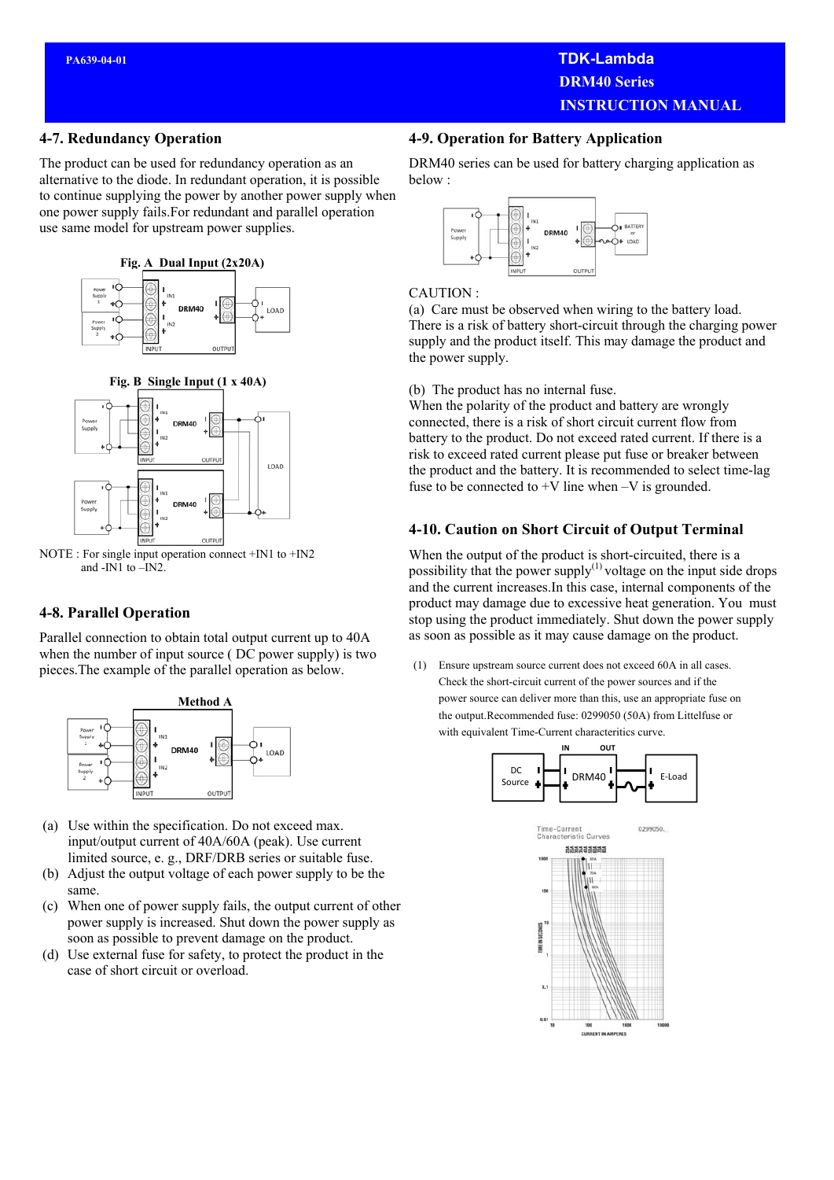## 4-7. Redundancy Operation

The product can be used for redundancy operation as an alternative to the diode. In redundant operation, it is possible to continue supplying the power by another power supply when one power supply fails.For redundant and parallel operation use same model for upstream power supplies.

**Fig. A Dual Input (2x20A)**

**Fig. B Single Input (1 x 40A)**

NOTE : For single input operation connect +IN1 to +IN2 and -IN1 to –IN2.

## 4-8. Parallel Operation

Parallel connection to obtain total output current up to 40A when the number of input source ( DC power supply) is two pieces.The example of the parallel operation as below.

**Method A**

(a) Use within the specification. Do not exceed max. input/output current of 40A/60A (peak). Use current limited source, e. g., DRF/DRB series or suitable fuse.
(b) Adjust the output voltage of each power supply to be the same.
(c) When one of power supply fails, the output current of other power supply is increased. Shut down the power supply as soon as possible to prevent damage on the product.
(d) Use external fuse for safety, to protect the product in the case of short circuit or overload.

## 4-9. Operation for Battery Application

DRM40 series can be used for battery charging application as below :

CAUTION :

(a) Care must be observed when wiring to the battery load. There is a risk of battery short-circuit through the charging power supply and the product itself. This may damage the product and the power supply.

(b) The product has no internal fuse.
When the polarity of the product and battery are wrongly connected, there is a risk of short circuit current flow from battery to the product. Do not exceed rated current. If there is a risk to exceed rated current please put fuse or breaker between the product and the battery. It is recommended to select time-lag fuse to be connected to +V line when –V is grounded.

## 4-10. Caution on Short Circuit of Output Terminal

When the output of the product is short-circuited, there is a possibility that the power supply[(1)] voltage on the input side drops and the current increases.In this case, internal components of the product may damage due to excessive heat generation. You must stop using the product immediately. Shut down the power supply as soon as possible as it may cause damage on the product.

(1) Ensure upstream source current does not exceed 60A in all cases. Check the short-circuit current of the power sources and if the power source can deliver more than this, use an appropriate fuse on the output.Recommended fuse: 0299050 (50A) from Littelfuse or with equivalent Time-Current characteritics curve.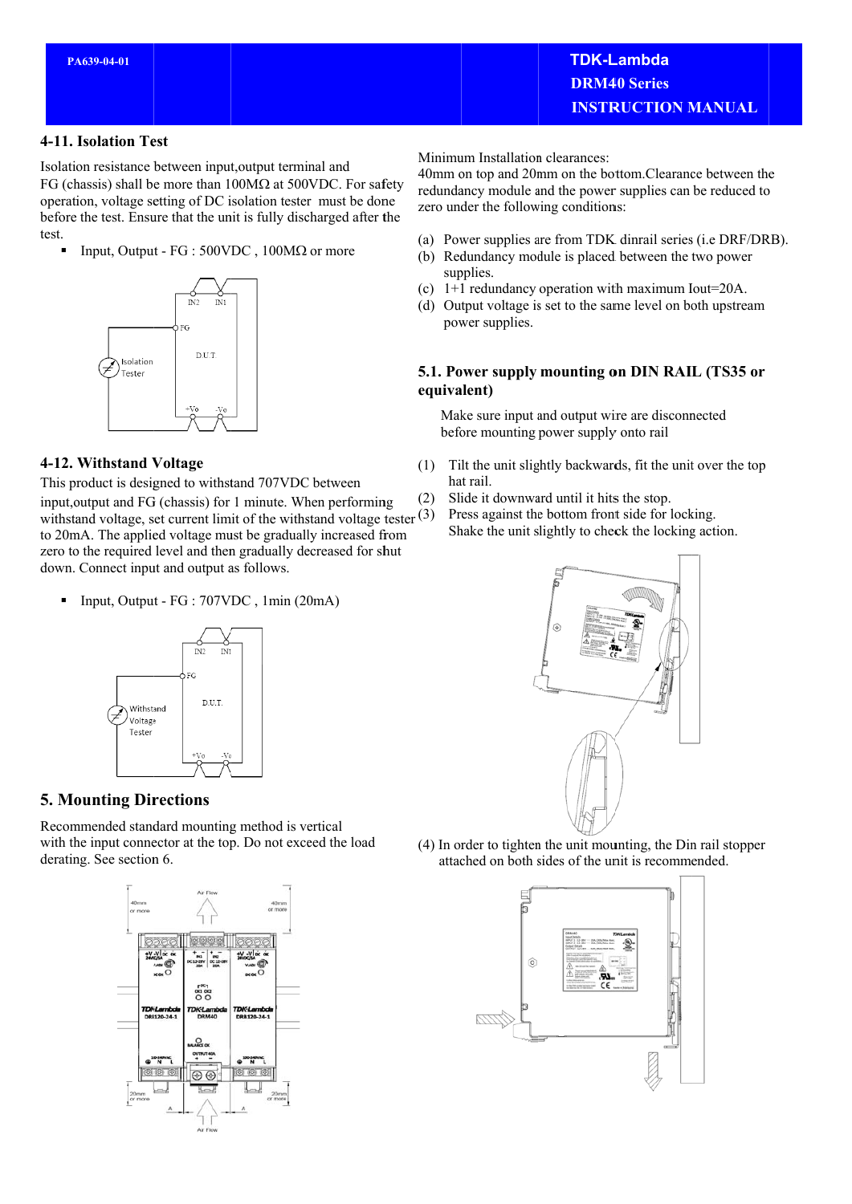## 4-11. Isolation Test

Isolation resistance between input,output terminal and FG (chassis) shall be more than 100MΩ at 500VDC. For safety operation, voltage setting of DC isolation tester must be done before the test. Ensure that the unit is fully discharged after the test.

- Input, Output - FG : 500VDC , 100MΩ or more

## 4-12. Withstand Voltage

This product is designed to withstand 707VDC between input,output and FG (chassis) for 1 minute. When performing withstand voltage, set current limit of the withstand voltage tester to 20mA. The applied voltage must be gradually increased from zero to the required level and then gradually decreased for shut down. Connect input and output as follows.

- Input, Output - FG : 707VDC , 1min (20mA)

## 5. Mounting Directions

Recommended standard mounting method is vertical with the input connector at the top. Do not exceed the load derating. See section 6.

Minimum Installation clearances:
40mm on top and 20mm on the bottom.Clearance between the redundancy module and the power supplies can be reduced to zero under the following conditions:

(a) Power supplies are from TDK dinrail series (i.e DRF/DRB).
(b) Redundancy module is placed between the two power supplies.
(c) 1+1 redundancy operation with maximum Iout=20A.
(d) Output voltage is set to the same level on both upstream power supplies.

## 5.1. Power supply mounting on DIN RAIL (TS35 or equivalent)

Make sure input and output wire are disconnected before mounting power supply onto rail

(1) Tilt the unit slightly backwards, fit the unit over the top hat rail.
(2) Slide it downward until it hits the stop.
(3) Press against the bottom front side for locking. Shake the unit slightly to check the locking action.

(4) In order to tighten the unit mounting, the Din rail stopper attached on both sides of the unit is recommended.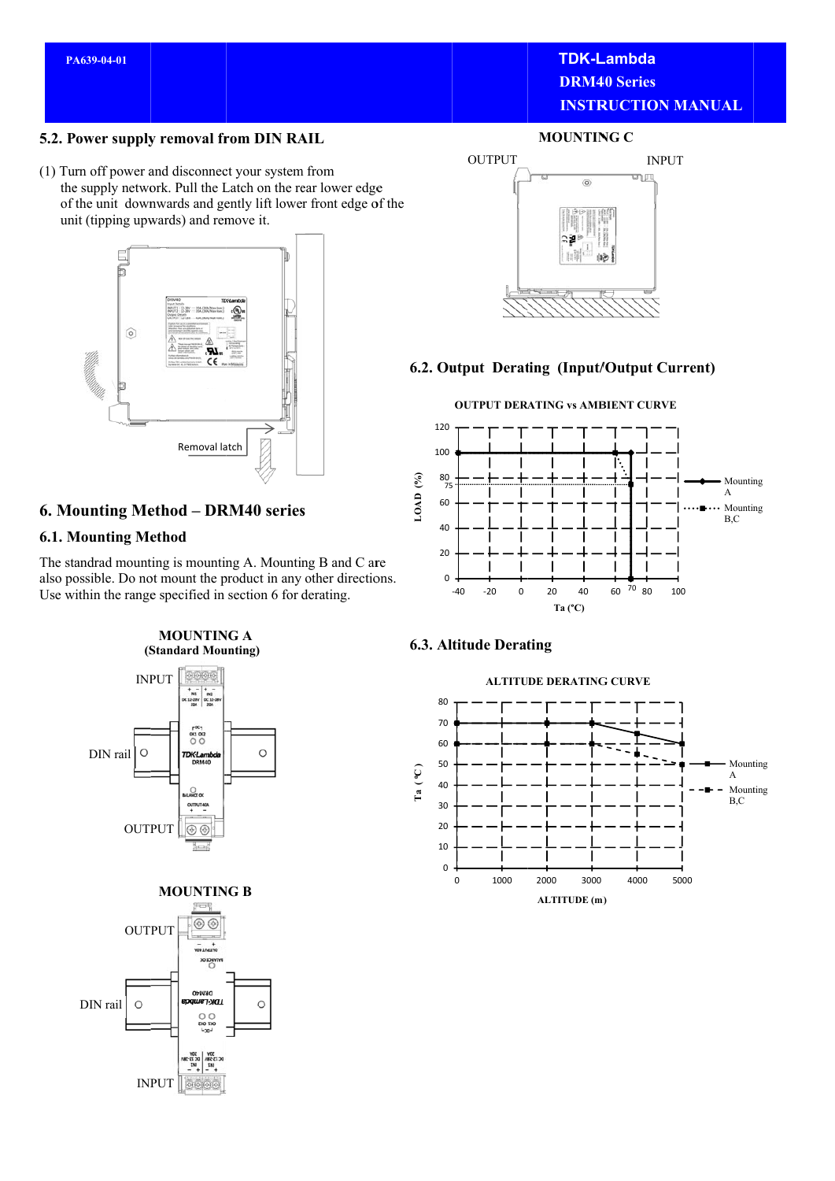## 5.2. Power supply removal from DIN RAIL

(1) Turn off power and disconnect your system from the supply network. Pull the Latch on the rear lower edge of the unit downwards and gently lift lower front edge of the unit (tipping upwards) and remove it.

Removal latch

## 6. Mounting Method – DRM40 series

### 6.1. Mounting Method

The standrad mounting is mounting A. Mounting B and C are also possible. Do not mount the product in any other directions. Use within the range specified in section 6 for derating.

**MOUNTING A**
**(Standard Mounting)**

INPUT

DIN rail

OUTPUT

**MOUNTING B**

OUTPUT

DIN rail

INPUT

**MOUNTING C**

OUTPUT INPUT

### 6.2. Output Derating (Input/Output Current)

**OUTPUT DERATING vs AMBIENT CURVE**

LOAD (%) vs Ta (°C)

— Mounting A
··· Mounting B,C

### 6.3. Altitude Derating

**ALTITUDE DERATING CURVE**

Ta (°C) vs ALTITUDE (m)

— Mounting A
- - Mounting B,C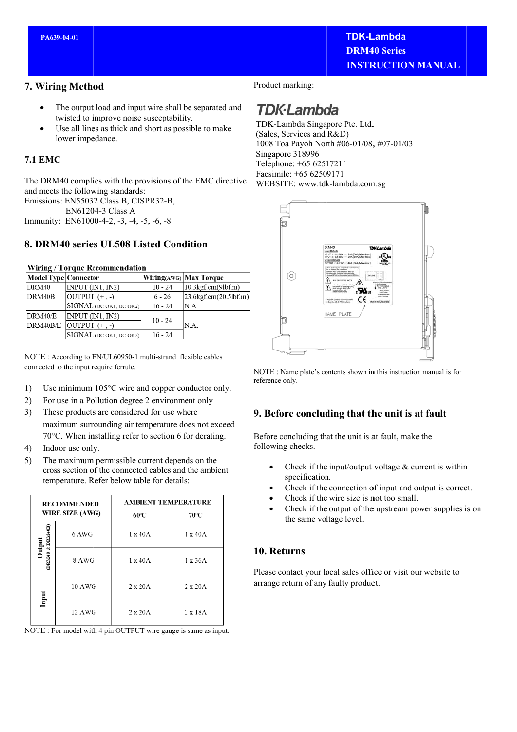## 7. Wiring Method

- The output load and input wire shall be separated and twisted to improve noise susceptability.
- Use all lines as thick and short as possible to make lower impedance.

### 7.1 EMC

The DRM40 complies with the provisions of the EMC directive and meets the following standards:
Emissions: EN55032 Class B, CISPR32-B,
EN61204-3 Class A
Immunity: EN61000-4-2, -3, -4, -5, -6, -8

## 8. DRM40 series UL508 Listed Condition

**Wiring / Torque Recommendation**

| Model Type | Connector | Wiring(AWG) | Max Torque |
|---|---|---|---|
| DRM40<br>DRM40B | INPUT (IN1, IN2) | 10 - 24 | 10.3kgf.cm(9lbf.in) |
| | OUTPUT (+ , -) | 6 - 26 | 23.6kgf.cm(20.5lbf.in) |
| | SIGNAL (DC OK1, DC OK2) | 16 - 24 | N.A. |
| DRM40/E<br>DRM40B/E | INPUT (IN1, IN2) | 10 - 24 | N.A. |
| | OUTPUT (+ , -) | | |
| | SIGNAL (DC OK1, DC OK2) | 16 - 24 | |

NOTE : According to EN/UL60950-1 multi-strand flexible cables connected to the input require ferrule.

1) Use minimum 105°C wire and copper conductor only.
2) For use in a Pollution degree 2 environment only
3) These products are considered for use where maximum surrounding air temperature does not exceed 70°C. When installing refer to section 6 for derating.
4) Indoor use only.
5) The maximum permissible current depends on the cross section of the connected cables and the ambient temperature. Refer below table for details:

| RECOMMENDED WIRE SIZE (AWG) | | AMBIENT TEMPERATURE | |
|---|---|---|---|
| | | 60°C | 70°C |
| Output (DRM40 & DRM40B) | 6 AWG | 1 x 40A | 1 x 40A |
| | 8 AWG | 1 x 40A | 1 x 36A |
| Input | 10 AWG | 2 x 20A | 2 x 20A |
| | 12 AWG | 2 x 20A | 2 x 18A |

NOTE : For model with 4 pin OUTPUT wire gauge is same as input.

Product marking:

TDK-Lambda

TDK-Lambda Singapore Pte. Ltd.
(Sales, Services and R&D)
1008 Toa Payoh North #06-01/08, #07-01/03
Singapore 318996
Telephone: +65 62517211
Facsimile: +65 62509171
WEBSITE: www.tdk-lambda.com.sg

NAME PLATE

NOTE : Name plate's contents shown in this instruction manual is for reference only.

## 9. Before concluding that the unit is at fault

Before concluding that the unit is at fault, make the following checks.

- Check if the input/output voltage & current is within specification.
- Check if the connection of input and output is correct.
- Check if the wire size is not too small.
- Check if the output of the upstream power supplies is on the same voltage level.

## 10. Returns

Please contact your local sales office or visit our website to arrange return of any faulty product.